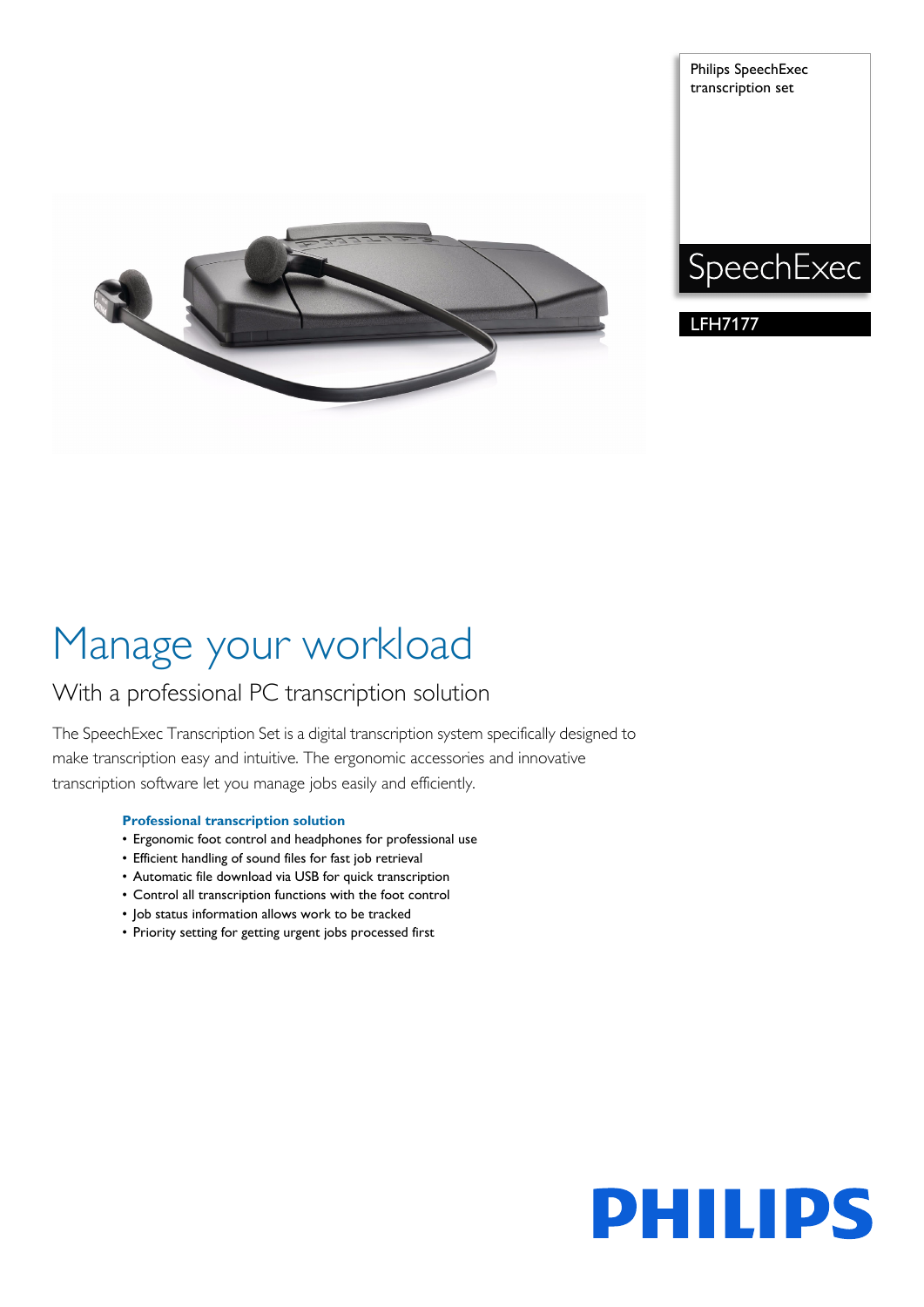Philips SpeechExec transcription set

SpeechExec

LFH7177

# Manage your workload

## With a professional PC transcription solution

The SpeechExec Transcription Set is a digital transcription system specifically designed to make transcription easy and intuitive. The ergonomic accessories and innovative transcription software let you manage jobs easily and efficiently.

**Professional transcription solution**

- Ergonomic foot control and headphones for professional use
- Efficient handling of sound files for fast job retrieval
- Automatic file download via USB for quick transcription
- Control all transcription functions with the foot control
- Job status information allows work to be tracked
- Priority setting for getting urgent jobs processed first

PHILIPS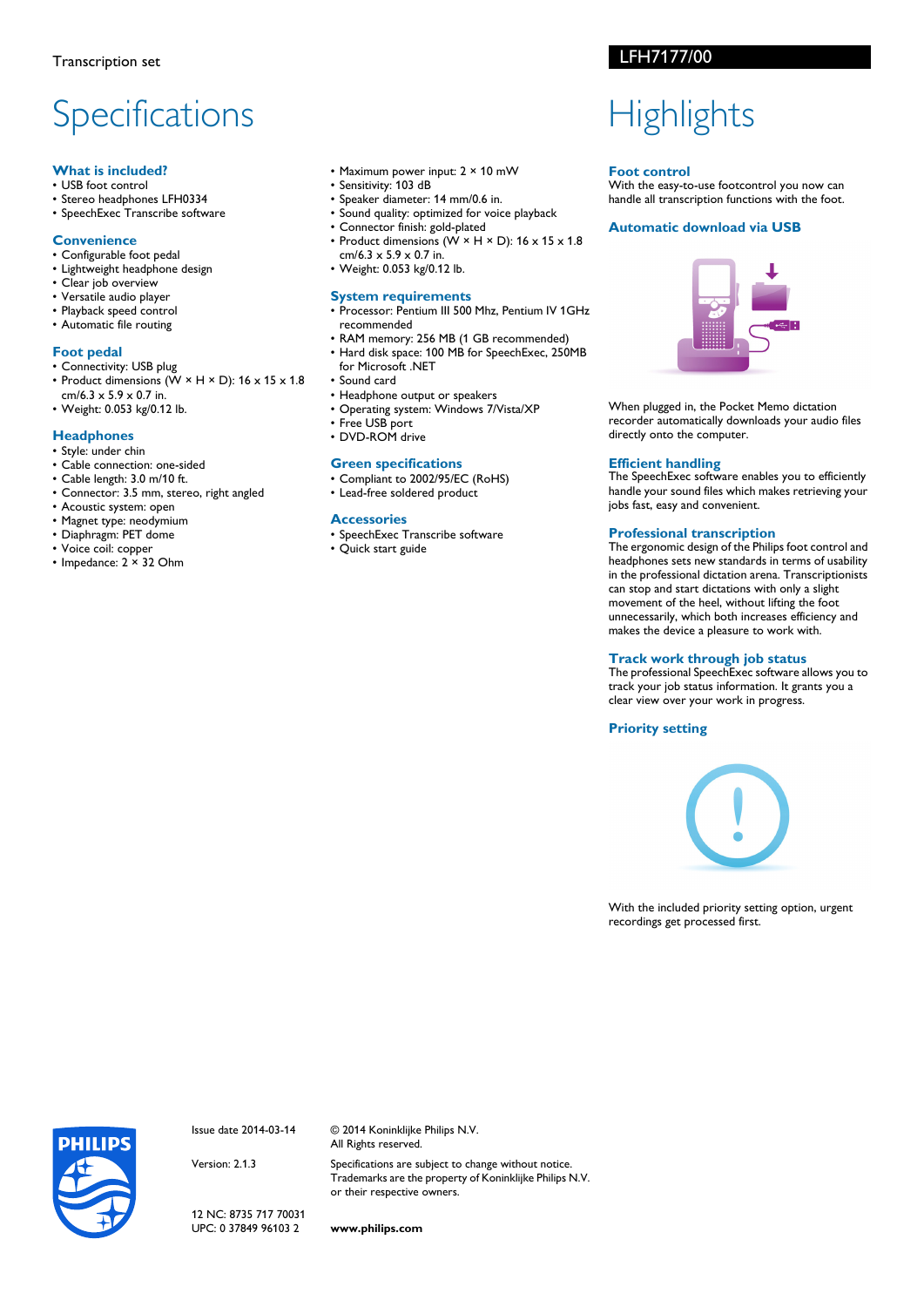Transcription set

LFH7177/00

# Specifications

## What is included?

- USB foot control
- Stereo headphones LFH0334
- SpeechExec Transcribe software

## Convenience

- Configurable foot pedal
- Lightweight headphone design
- Clear job overview
- Versatile audio player
- Playback speed control
- Automatic file routing

## Foot pedal

- Connectivity: USB plug
- Product dimensions (W × H × D): 16 x 15 x 1.8 cm/6.3 x 5.9 x 0.7 in.
- Weight: 0.053 kg/0.12 lb.

## Headphones

- Style: under chin
- Cable connection: one-sided
- Cable length: 3.0 m/10 ft.
- Connector: 3.5 mm, stereo, right angled
- Acoustic system: open
- Magnet type: neodymium
- Diaphragm: PET dome
- Voice coil: copper
- Impedance: 2 × 32 Ohm
- Maximum power input: 2 × 10 mW
- Sensitivity: 103 dB
- Speaker diameter: 14 mm/0.6 in.
- Sound quality: optimized for voice playback
- Connector finish: gold-plated
- Product dimensions (W × H × D): 16 x 15 x 1.8 cm/6.3 x 5.9 x 0.7 in.
- Weight: 0.053 kg/0.12 lb.

## System requirements

- Processor: Pentium III 500 Mhz, Pentium IV 1GHz recommended
- RAM memory: 256 MB (1 GB recommended)
- Hard disk space: 100 MB for SpeechExec, 250MB for Microsoft .NET
- Sound card
- Headphone output or speakers
- Operating system: Windows 7/Vista/XP
- Free USB port
- DVD-ROM drive

## Green specifications

- Compliant to 2002/95/EC (RoHS)
- Lead-free soldered product

## Accessories

- SpeechExec Transcribe software
- Quick start guide

# Highlights

## Foot control

With the easy-to-use footcontrol you now can handle all transcription functions with the foot.

## Automatic download via USB

When plugged in, the Pocket Memo dictation recorder automatically downloads your audio files directly onto the computer.

## Efficient handling

The SpeechExec software enables you to efficiently handle your sound files which makes retrieving your jobs fast, easy and convenient.

## Professional transcription

The ergonomic design of the Philips foot control and headphones sets new standards in terms of usability in the professional dictation arena. Transcriptionists can stop and start dictations with only a slight movement of the heel, without lifting the foot unnecessarily, which both increases efficiency and makes the device a pleasure to work with.

## Track work through job status

The professional SpeechExec software allows you to track your job status information. It grants you a clear view over your work in progress.

## Priority setting

With the included priority setting option, urgent recordings get processed first.

Issue date 2014-03-14

Version: 2.1.3

12 NC: 8735 717 70031
UPC: 0 37849 96103 2

© 2014 Koninklijke Philips N.V.
All Rights reserved.

Specifications are subject to change without notice. Trademarks are the property of Koninklijke Philips N.V. or their respective owners.

www.philips.com